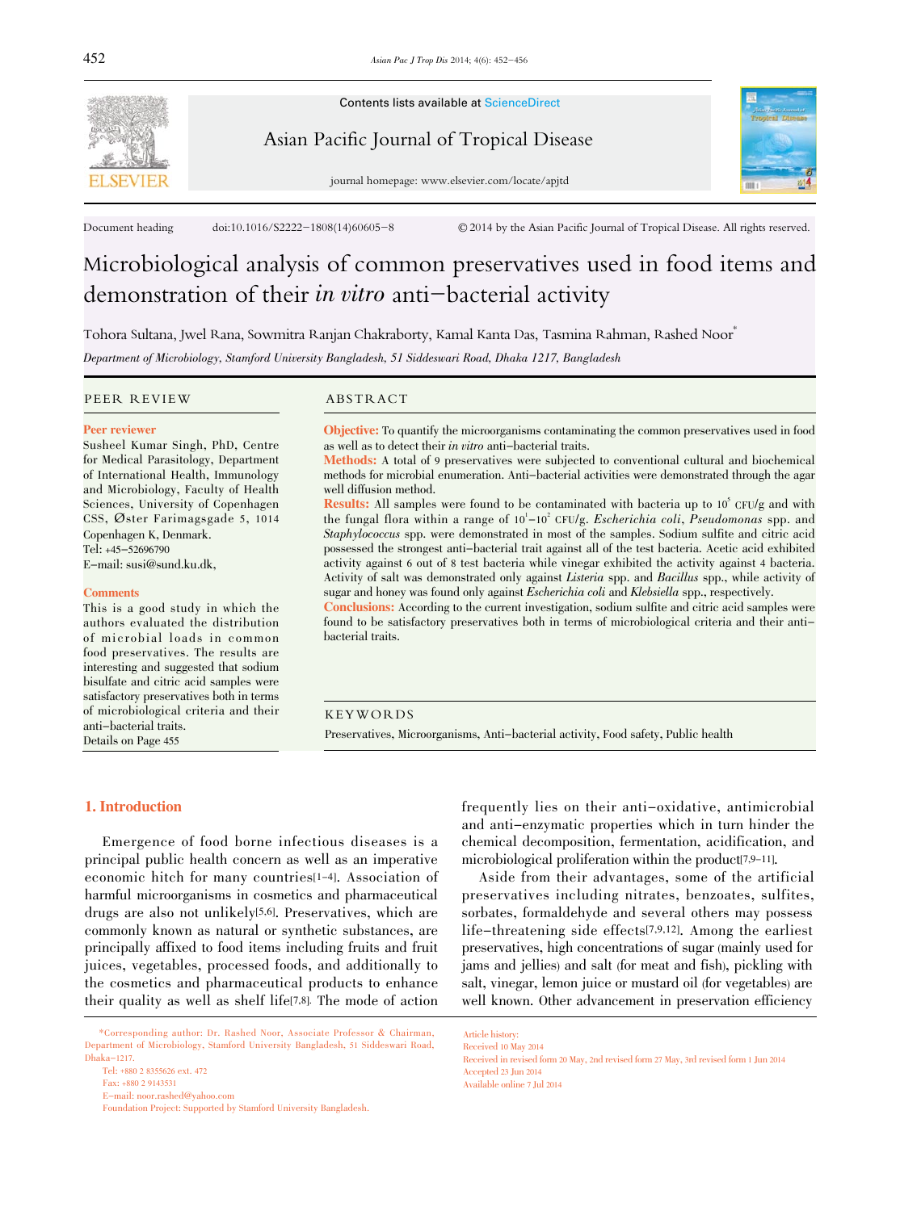Contents lists available at ScienceDirect

Asian Pacific Journal of Tropical Disease

journal homepage: www.elsevier.com/locate/apjtd

Document heading doi:10.1016/S2222-1808(14)60605-8 © 2014 by the Asian Pacific Journal of Tropical Disease. All rights reserved.

# Microbiological analysis of common preservatives used in food items and demonstration of their *in vitro* anti-bacterial activity

Tohora Sultana, Jwel Rana, Sowmitra Ranjan Chakraborty, Kamal Kanta Das, Tasmina Rahman, Rashed Noor*

*Department of Microbiology, Stamford University Bangladesh, 51 Siddeswari Road, Dhaka 1217, Bangladesh*

## PEER REVIEW

**Peer reviewer**

Susheel Kumar Singh, PhD, Centre for Medical Parasitology, Department of International Health, Immunology and Microbiology, Faculty of Health Sciences, University of Copenhagen CSS, Øster Farimagsgade 5, 1014 Copenhagen K, Denmark.
Tel: +45-52696790
E-mail: susi@sund.ku.dk,

**Comments**

This is a good study in which the authors evaluated the distribution of microbial loads in common food preservatives. The results are interesting and suggested that sodium bisulfate and citric acid samples were satisfactory preservatives both in terms of microbiological criteria and their anti-bacterial traits.
Details on Page 455

## ABSTRACT

**Objective:** To quantify the microorganisms contaminating the common preservatives used in food as well as to detect their *in vitro* anti-bacterial traits.
**Methods:** A total of 9 preservatives were subjected to conventional cultural and biochemical methods for microbial enumeration. Anti-bacterial activities were demonstrated through the agar well diffusion method.
**Results:** All samples were found to be contaminated with bacteria up to $10^5$ CFU/g and with the fungal flora within a range of $10^1$-$10^2$ CFU/g. *Escherichia coli*, *Pseudomonas* spp. and *Staphylococcus* spp. were demonstrated in most of the samples. Sodium sulfite and citric acid possessed the strongest anti-bacterial trait against all of the test bacteria. Acetic acid exhibited activity against 6 out of 8 test bacteria while vinegar exhibited the activity against 4 bacteria. Activity of salt was demonstrated only against *Listeria* spp. and *Bacillus* spp., while activity of sugar and honey was found only against *Escherichia coli* and *Klebsiella* spp., respectively.
**Conclusions:** According to the current investigation, sodium sulfite and citric acid samples were found to be satisfactory preservatives both in terms of microbiological criteria and their anti-bacterial traits.

## KEYWORDS

Preservatives, Microorganisms, Anti-bacterial activity, Food safety, Public health

## 1. Introduction

Emergence of food borne infectious diseases is a principal public health concern as well as an imperative economic hitch for many countries[1-4]. Association of harmful microorganisms in cosmetics and pharmaceutical drugs are also not unlikely[5,6]. Preservatives, which are commonly known as natural or synthetic substances, are principally affixed to food items including fruits and fruit juices, vegetables, processed foods, and additionally to the cosmetics and pharmaceutical products to enhance their quality as well as shelf life[7,8]. The mode of action frequently lies on their anti-oxidative, antimicrobial and anti-enzymatic properties which in turn hinder the chemical decomposition, fermentation, acidification, and microbiological proliferation within the product[7,9-11].

Aside from their advantages, some of the artificial preservatives including nitrates, benzoates, sulfites, sorbates, formaldehyde and several others may possess life-threatening side effects[7,9,12]. Among the earliest preservatives, high concentrations of sugar (mainly used for jams and jellies) and salt (for meat and fish), pickling with salt, vinegar, lemon juice or mustard oil (for vegetables) are well known. Other advancement in preservation efficiency

*Corresponding author: Dr. Rashed Noor, Associate Professor & Chairman, Department of Microbiology, Stamford University Bangladesh, 51 Siddeswari Road, Dhaka-1217.
Tel: +880 2 8355626 ext. 472
Fax: +880 2 9143531
E-mail: noor.rashed@yahoo.com
Foundation Project: Supported by Stamford University Bangladesh.

Article history:
Received 10 May 2014
Received in revised form 20 May, 2nd revised form 27 May, 3rd revised form 1 Jun 2014
Accepted 23 Jun 2014
Available online 7 Jul 2014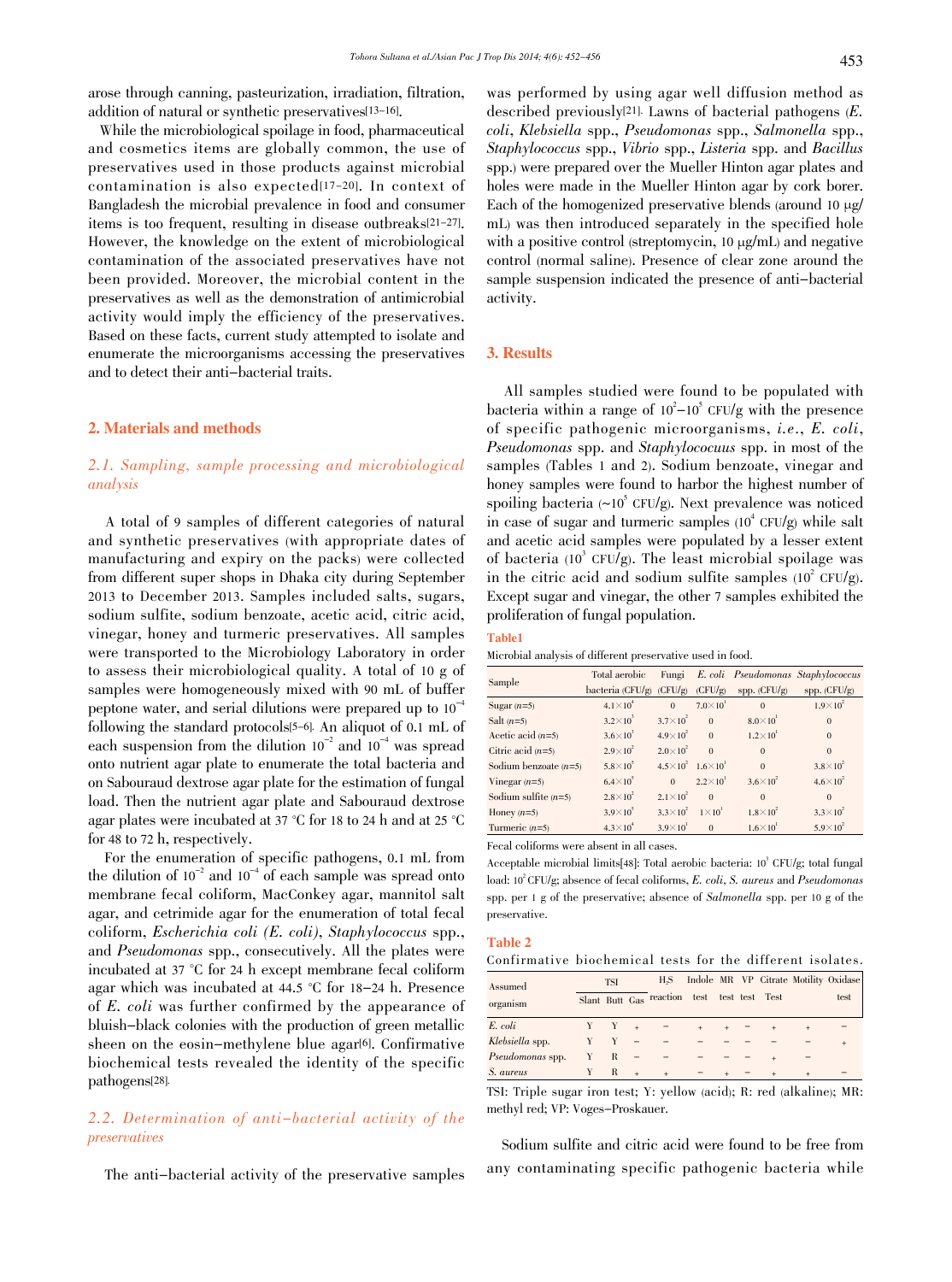arose through canning, pasteurization, irradiation, filtration, addition of natural or synthetic preservatives[13–16].

While the microbiological spoilage in food, pharmaceutical and cosmetics items are globally common, the use of preservatives used in those products against microbial contamination is also expected[17–20]. In context of Bangladesh the microbial prevalence in food and consumer items is too frequent, resulting in disease outbreaks[21–27]. However, the knowledge on the extent of microbiological contamination of the associated preservatives have not been provided. Moreover, the microbial content in the preservatives as well as the demonstration of antimicrobial activity would imply the efficiency of the preservatives. Based on these facts, current study attempted to isolate and enumerate the microorganisms accessing the preservatives and to detect their anti–bacterial traits.

## 2. Materials and methods

### 2.1. Sampling, sample processing and microbiological analysis

A total of 9 samples of different categories of natural and synthetic preservatives (with appropriate dates of manufacturing and expiry on the packs) were collected from different super shops in Dhaka city during September 2013 to December 2013. Samples included salts, sugars, sodium sulfite, sodium benzoate, acetic acid, citric acid, vinegar, honey and turmeric preservatives. All samples were transported to the Microbiology Laboratory in order to assess their microbiological quality. A total of 10 g of samples were homogeneously mixed with 90 mL of buffer peptone water, and serial dilutions were prepared up to $10^{-4}$ following the standard protocols[5–6]. An aliquot of 0.1 mL of each suspension from the dilution $10^{-2}$ and $10^{-4}$ was spread onto nutrient agar plate to enumerate the total bacteria and on Sabouraud dextrose agar plate for the estimation of fungal load. Then the nutrient agar plate and Sabouraud dextrose agar plates were incubated at 37 °C for 18 to 24 h and at 25 °C for 48 to 72 h, respectively.

For the enumeration of specific pathogens, 0.1 mL from the dilution of $10^{-2}$ and $10^{-4}$ of each sample was spread onto membrane fecal coliform, MacConkey agar, mannitol salt agar, and cetrimide agar for the enumeration of total fecal coliform, *Escherichia coli (E. coli)*, *Staphylococcus* spp., and *Pseudomonas* spp., consecutively. All the plates were incubated at 37 °C for 24 h except membrane fecal coliform agar which was incubated at 44.5 °C for 18–24 h. Presence of *E. coli* was further confirmed by the appearance of bluish–black colonies with the production of green metallic sheen on the eosin–methylene blue agar[6]. Confirmative biochemical tests revealed the identity of the specific pathogens[28].

### 2.2. Determination of anti–bacterial activity of the preservatives

The anti–bacterial activity of the preservative samples was performed by using agar well diffusion method as described previously[21]. Lawns of bacterial pathogens (*E. coli*, *Klebsiella* spp., *Pseudomonas* spp., *Salmonella* spp., *Staphylococcus* spp., *Vibrio* spp., *Listeria* spp. and *Bacillus* spp.) were prepared over the Mueller Hinton agar plates and holes were made in the Mueller Hinton agar by cork borer. Each of the homogenized preservative blends (around 10 μg/mL) was then introduced separately in the specified hole with a positive control (streptomycin, 10 μg/mL) and negative control (normal saline). Presence of clear zone around the sample suspension indicated the presence of anti–bacterial activity.

## 3. Results

All samples studied were found to be populated with bacteria within a range of $10^2$–$10^5$ CFU/g with the presence of specific pathogenic microorganisms, *i.e.*, *E. coli*, *Pseudomonas* spp. and *Staphylococuus* spp. in most of the samples (Tables 1 and 2). Sodium benzoate, vinegar and honey samples were found to harbor the highest number of spoiling bacteria (~$10^5$ CFU/g). Next prevalence was noticed in case of sugar and turmeric samples ($10^4$ CFU/g) while salt and acetic acid samples were populated by a lesser extent of bacteria ($10^3$ CFU/g). The least microbial spoilage was in the citric acid and sodium sulfite samples ($10^2$ CFU/g). Except sugar and vinegar, the other 7 samples exhibited the proliferation of fungal population.

**Table1**

Microbial analysis of different preservative used in food.

| Sample | Total aerobic bacteria (CFU/g) | Fungi (CFU/g) | *E. coli* (CFU/g) | *Pseudomonas* spp. (CFU/g) | *Staphylococcus* spp. (CFU/g) |
|---|---|---|---|---|---|
| Sugar (*n*=5) | $4.1\times10^4$ | 0 | $7.0\times10^1$ | 0 | $1.9\times10^2$ |
| Salt (*n*=5) | $3.2\times10^3$ | $3.7\times10^2$ | 0 | $8.0\times10^1$ | 0 |
| Acetic acid (*n*=5) | $3.6\times10^3$ | $4.9\times10^2$ | 0 | $1.2\times10^1$ | 0 |
| Citric acid (*n*=5) | $2.9\times10^2$ | $2.0\times10^2$ | 0 | 0 | 0 |
| Sodium benzoate (*n*=5) | $5.8\times10^5$ | $4.5\times10^2$ | $1.6\times10^1$ | 0 | $3.8\times10^2$ |
| Vinegar (*n*=5) | $6.4\times10^5$ | 0 | $2.2\times10^1$ | $3.6\times10^2$ | $4.6\times10^2$ |
| Sodium sulfite (*n*=5) | $2.8\times10^2$ | $2.1\times10^2$ | 0 | 0 | 0 |
| Honey (*n*=5) | $3.9\times10^5$ | $3.3\times10^2$ | $1\times10^1$ | $1.8\times10^2$ | $3.3\times10^2$ |
| Turmeric (*n*=5) | $4.3\times10^4$ | $3.9\times10^1$ | 0 | $1.6\times10^1$ | $5.9\times10^2$ |

Fecal coliforms were absent in all cases.

Acceptable microbial limits[48]: Total aerobic bacteria: $10^3$ CFU/g; total fungal load: $10^2$ CFU/g; absence of fecal coliforms, *E. coli*, *S. aureus* and *Pseudomonas* spp. per 1 g of the preservative; absence of *Salmonella* spp. per 10 g of the preservative.

**Table 2**

Confirmative biochemical tests for the different isolates.

| Assumed organism | TSI | | | $H_2S$ reaction | Indole test | MR test | VP test | Citrate Test | Motility | Oxidase test |
|---|---|---|---|---|---|---|---|---|---|---|
| | Slant | Butt | Gas | | | | | | | |
| *E. coli* | Y | Y | + | − | + | + | − | + | + | − |
| *Klebsiella* spp. | Y | Y | − | − | − | − | − | − | − | + |
| *Pseudomonas* spp. | Y | R | − | − | − | − | − | + | − | |
| *S. aureus* | Y | R | + | + | − | + | − | + | + | − |

TSI: Triple sugar iron test; Y: yellow (acid); R: red (alkaline); MR: methyl red; VP: Voges–Proskauer.

Sodium sulfite and citric acid were found to be free from any contaminating specific pathogenic bacteria while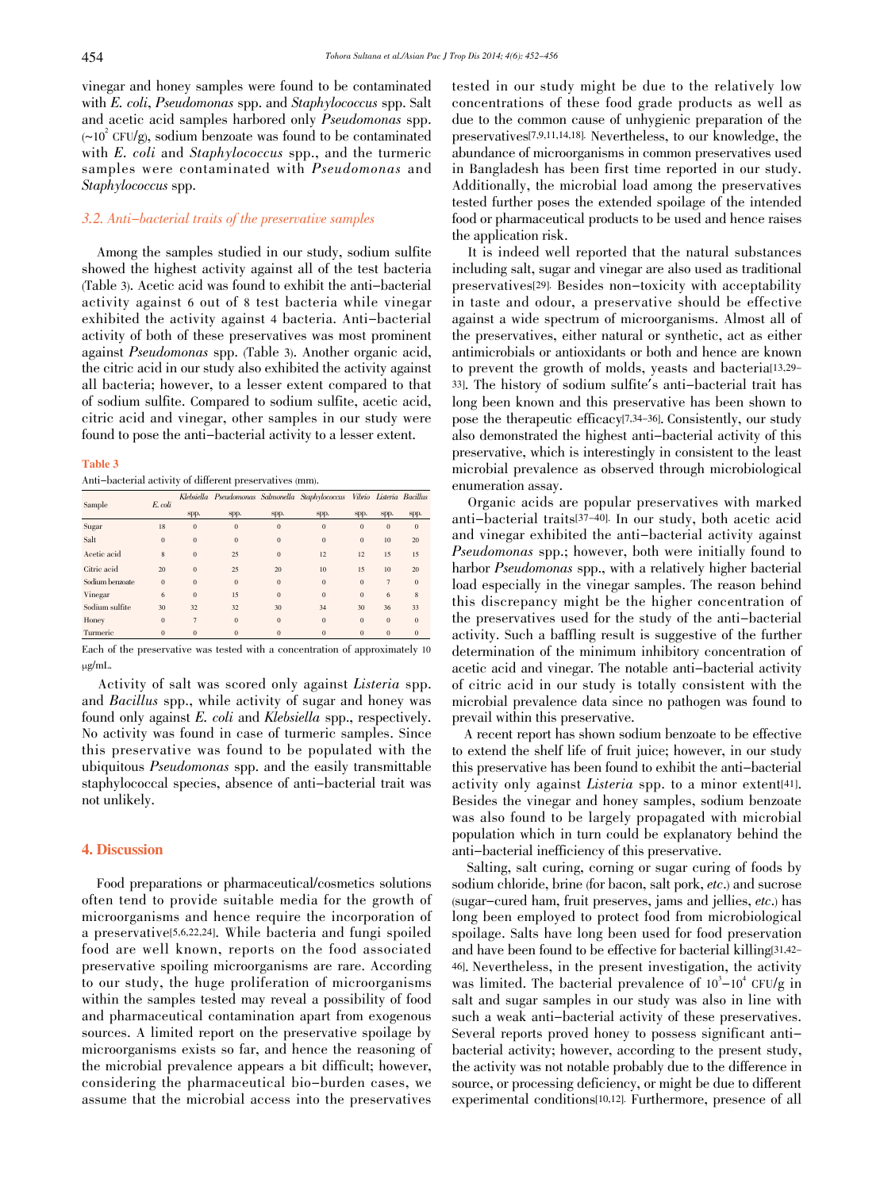vinegar and honey samples were found to be contaminated with *E. coli*, *Pseudomonas* spp. and *Staphylococcus* spp. Salt and acetic acid samples harbored only *Pseudomonas* spp. (~$10^2$ CFU/g), sodium benzoate was found to be contaminated with *E. coli* and *Staphylococcus* spp., and the turmeric samples were contaminated with *Pseudomonas* and *Staphylococcus* spp.

### 3.2. Anti-bacterial traits of the preservative samples

Among the samples studied in our study, sodium sulfite showed the highest activity against all of the test bacteria (Table 3). Acetic acid was found to exhibit the anti-bacterial activity against 6 out of 8 test bacteria while vinegar exhibited the activity against 4 bacteria. Anti-bacterial activity of both of these preservatives was most prominent against *Pseudomonas* spp. (Table 3). Another organic acid, the citric acid in our study also exhibited the activity against all bacteria; however, to a lesser extent compared to that of sodium sulfite. Compared to sodium sulfite, acetic acid, citric acid and vinegar, other samples in our study were found to pose the anti-bacterial activity to a lesser extent.

**Table 3**

Anti-bacterial activity of different preservatives (mm).

| Sample | *E. coli* | *Klebsiella* spp. | *Pseudomonas* spp. | *Salmonella* spp. | *Staphylococcus* spp. | *Vibrio* spp. | *Listeria* spp. | *Bacillus* spp. |
|---|---|---|---|---|---|---|---|---|
| Sugar | 18 | 0 | 0 | 0 | 0 | 0 | 0 | 0 |
| Salt | 0 | 0 | 0 | 0 | 0 | 0 | 10 | 20 |
| Acetic acid | 8 | 0 | 25 | 0 | 12 | 12 | 15 | 15 |
| Citric acid | 20 | 0 | 25 | 20 | 10 | 15 | 10 | 20 |
| Sodium benzoate | 0 | 0 | 0 | 0 | 0 | 0 | 7 | 0 |
| Vinegar | 6 | 0 | 15 | 0 | 0 | 0 | 6 | 8 |
| Sodium sulfite | 30 | 32 | 32 | 30 | 34 | 30 | 36 | 33 |
| Honey | 0 | 7 | 0 | 0 | 0 | 0 | 0 | 0 |
| Turmeric | 0 | 0 | 0 | 0 | 0 | 0 | 0 | 0 |

Each of the preservative was tested with a concentration of approximately 10 μg/mL.

Activity of salt was scored only against *Listeria* spp. and *Bacillus* spp., while activity of sugar and honey was found only against *E. coli* and *Klebsiella* spp., respectively. No activity was found in case of turmeric samples. Since this preservative was found to be populated with the ubiquitous *Pseudomonas* spp. and the easily transmittable staphylococcal species, absence of anti-bacterial trait was not unlikely.

## 4. Discussion

Food preparations or pharmaceutical/cosmetics solutions often tend to provide suitable media for the growth of microorganisms and hence require the incorporation of a preservative[5,6,22,24]. While bacteria and fungi spoiled food are well known, reports on the food associated preservative spoiling microorganisms are rare. According to our study, the huge proliferation of microorganisms within the samples tested may reveal a possibility of food and pharmaceutical contamination apart from exogenous sources. A limited report on the preservative spoilage by microorganisms exists so far, and hence the reasoning of the microbial prevalence appears a bit difficult; however, considering the pharmaceutical bio-burden cases, we assume that the microbial access into the preservatives tested in our study might be due to the relatively low concentrations of these food grade products as well as due to the common cause of unhygienic preparation of the preservatives[7,9,11,14,18]. Nevertheless, to our knowledge, the abundance of microorganisms in common preservatives used in Bangladesh has been first time reported in our study. Additionally, the microbial load among the preservatives tested further poses the extended spoilage of the intended food or pharmaceutical products to be used and hence raises the application risk.

It is indeed well reported that the natural substances including salt, sugar and vinegar are also used as traditional preservatives[29]. Besides non-toxicity with acceptability in taste and odour, a preservative should be effective against a wide spectrum of microorganisms. Almost all of the preservatives, either natural or synthetic, act as either antimicrobials or antioxidants or both and hence are known to prevent the growth of molds, yeasts and bacteria[13,29–33]. The history of sodium sulfite's anti-bacterial trait has long been known and this preservative has been shown to pose the therapeutic efficacy[7,34–36]. Consistently, our study also demonstrated the highest anti-bacterial activity of this preservative, which is interestingly in consistent to the least microbial prevalence as observed through microbiological enumeration assay.

Organic acids are popular preservatives with marked anti-bacterial traits[37–40]. In our study, both acetic acid and vinegar exhibited the anti-bacterial activity against *Pseudomonas* spp.; however, both were initially found to harbor *Pseudomonas* spp., with a relatively higher bacterial load especially in the vinegar samples. The reason behind this discrepancy might be the higher concentration of the preservatives used for the study of the anti-bacterial activity. Such a baffling result is suggestive of the further determination of the minimum inhibitory concentration of acetic acid and vinegar. The notable anti-bacterial activity of citric acid in our study is totally consistent with the microbial prevalence data since no pathogen was found to prevail within this preservative.

A recent report has shown sodium benzoate to be effective to extend the shelf life of fruit juice; however, in our study this preservative has been found to exhibit the anti-bacterial activity only against *Listeria* spp. to a minor extent[41]. Besides the vinegar and honey samples, sodium benzoate was also found to be largely propagated with microbial population which in turn could be explanatory behind the anti-bacterial inefficiency of this preservative.

Salting, salt curing, corning or sugar curing of foods by sodium chloride, brine (for bacon, salt pork, *etc.*) and sucrose (sugar-cured ham, fruit preserves, jams and jellies, *etc.*) has long been employed to protect food from microbiological spoilage. Salts have long been used for food preservation and have been found to be effective for bacterial killing[31,42–46]. Nevertheless, in the present investigation, the activity was limited. The bacterial prevalence of $10^3$–$10^4$ CFU/g in salt and sugar samples in our study was also in line with such a weak anti-bacterial activity of these preservatives. Several reports proved honey to possess significant anti-bacterial activity; however, according to the present study, the activity was not notable probably due to the difference in source, or processing deficiency, or might be due to different experimental conditions[10,12]. Furthermore, presence of all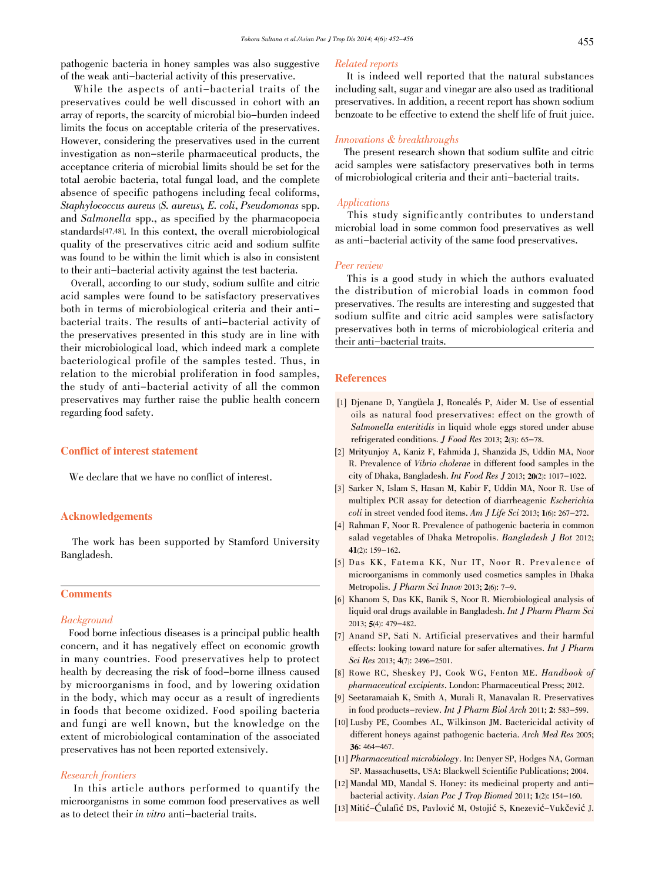pathogenic bacteria in honey samples was also suggestive of the weak anti-bacterial activity of this preservative.

While the aspects of anti-bacterial traits of the preservatives could be well discussed in cohort with an array of reports, the scarcity of microbial bio-burden indeed limits the focus on acceptable criteria of the preservatives. However, considering the preservatives used in the current investigation as non-sterile pharmaceutical products, the acceptance criteria of microbial limits should be set for the total aerobic bacteria, total fungal load, and the complete absence of specific pathogens including fecal coliforms, *Staphylococcus aureus* (*S. aureus*), *E. coli*, *Pseudomonas* spp. and *Salmonella* spp., as specified by the pharmacopoeia standards[47,48]. In this context, the overall microbiological quality of the preservatives citric acid and sodium sulfite was found to be within the limit which is also in consistent to their anti-bacterial activity against the test bacteria.

Overall, according to our study, sodium sulfite and citric acid samples were found to be satisfactory preservatives both in terms of microbiological criteria and their anti-bacterial traits. The results of anti-bacterial activity of the preservatives presented in this study are in line with their microbiological load, which indeed mark a complete bacteriological profile of the samples tested. Thus, in relation to the microbial proliferation in food samples, the study of anti-bacterial activity of all the common preservatives may further raise the public health concern regarding food safety.

## Conflict of interest statement

We declare that we have no conflict of interest.

## Acknowledgements

The work has been supported by Stamford University Bangladesh.

## Comments

### *Background*

Food borne infectious diseases is a principal public health concern, and it has negatively effect on economic growth in many countries. Food preservatives help to protect health by decreasing the risk of food-borne illness caused by microorganisms in food, and by lowering oxidation in the body, which may occur as a result of ingredients in foods that become oxidized. Food spoiling bacteria and fungi are well known, but the knowledge on the extent of microbiological contamination of the associated preservatives has not been reported extensively.

### *Research frontiers*

In this article authors performed to quantify the microorganisms in some common food preservatives as well as to detect their *in vitro* anti-bacterial traits.

### *Related reports*

It is indeed well reported that the natural substances including salt, sugar and vinegar are also used as traditional preservatives. In addition, a recent report has shown sodium benzoate to be effective to extend the shelf life of fruit juice.

### *Innovations & breakthroughs*

The present research shown that sodium sulfite and citric acid samples were satisfactory preservatives both in terms of microbiological criteria and their anti-bacterial traits.

### *Applications*

This study significantly contributes to understand microbial load in some common food preservatives as well as anti-bacterial activity of the same food preservatives.

### *Peer review*

This is a good study in which the authors evaluated the distribution of microbial loads in common food preservatives. The results are interesting and suggested that sodium sulfite and citric acid samples were satisfactory preservatives both in terms of microbiological criteria and their anti-bacterial traits.

## References

[1] Djenane D, Yangüela J, Roncalés P, Aider M. Use of essential oils as natural food preservatives: effect on the growth of *Salmonella enteritidis* in liquid whole eggs stored under abuse refrigerated conditions. *J Food Res* 2013; **2**(3): 65-78.

[2] Mrityunjoy A, Kaniz F, Fahmida J, Shanzida JS, Uddin MA, Noor R. Prevalence of *Vibrio cholerae* in different food samples in the city of Dhaka, Bangladesh. *Int Food Res J* 2013; **20**(2): 1017-1022.

[3] Sarker N, Islam S, Hasan M, Kabir F, Uddin MA, Noor R. Use of multiplex PCR assay for detection of diarrheagenic *Escherichia coli* in street vended food items. *Am J Life Sci* 2013; **1**(6): 267-272.

[4] Rahman F, Noor R. Prevalence of pathogenic bacteria in common salad vegetables of Dhaka Metropolis. *Bangladesh J Bot* 2012; **41**(2): 159-162.

[5] Das KK, Fatema KK, Nur IT, Noor R. Prevalence of microorganisms in commonly used cosmetics samples in Dhaka Metropolis. *J Pharm Sci Innov* 2013; **2**(6): 7-9.

[6] Khanom S, Das KK, Banik S, Noor R. Microbiological analysis of liquid oral drugs available in Bangladesh. *Int J Pharm Pharm Sci* 2013; **5**(4): 479-482.

[7] Anand SP, Sati N. Artificial preservatives and their harmful effects: looking toward nature for safer alternatives. *Int J Pharm Sci Res* 2013; **4**(7): 2496-2501.

[8] Rowe RC, Sheskey PJ, Cook WG, Fenton ME. *Handbook of pharmaceutical excipients*. London: Pharmaceutical Press; 2012.

[9] Seetaramaiah K, Smith A, Murali R, Manavalan R. Preservatives in food products-review. *Int J Pharm Biol Arch* 2011; **2**: 583-599.

[10] Lusby PE, Coombes AL, Wilkinson JM. Bactericidal activity of different honeys against pathogenic bacteria. *Arch Med Res* 2005; **36**: 464-467.

[11] *Pharmaceutical microbiology*. In: Denyer SP, Hodges NA, Gorman SP. Massachusetts, USA: Blackwell Scientific Publications; 2004.

[12] Mandal MD, Mandal S. Honey: its medicinal property and anti-bacterial activity. *Asian Pac J Trop Biomed* 2011; **1**(2): 154-160.

[13] Mitić-Ćulafić DS, Pavlović M, Ostojić S, Knezević-Vukčević J.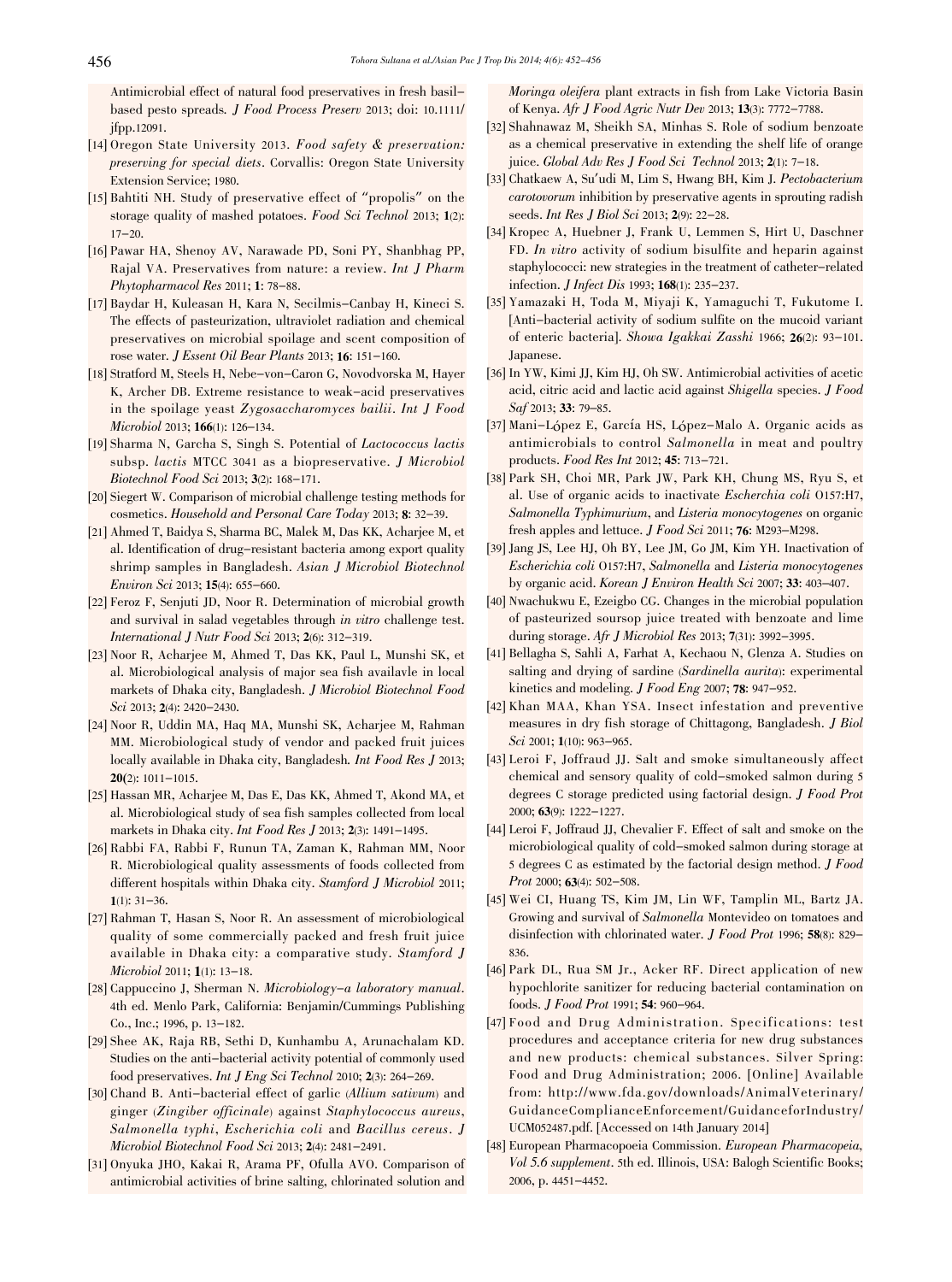Antimicrobial effect of natural food preservatives in fresh basil-based pesto spreads. *J Food Process Preserv* 2013; doi: 10.1111/jfpp.12091.

[14] Oregon State University 2013. *Food safety & preservation: preserving for special diets*. Corvallis: Oregon State University Extension Service; 1980.

[15] Bahtiti NH. Study of preservative effect of "propolis" on the storage quality of mashed potatoes. *Food Sci Technol* 2013; **1**(2): 17-20.

[16] Pawar HA, Shenoy AV, Narawade PD, Soni PY, Shanbhag PP, Rajal VA. Preservatives from nature: a review. *Int J Pharm Phytopharmacol Res* 2011; **1**: 78-88.

[17] Baydar H, Kuleasan H, Kara N, Secilmis-Canbay H, Kineci S. The effects of pasteurization, ultraviolet radiation and chemical preservatives on microbial spoilage and scent composition of rose water. *J Essent Oil Bear Plants* 2013; **16**: 151-160.

[18] Stratford M, Steels H, Nebe-von-Caron G, Novodvorska M, Hayer K, Archer DB. Extreme resistance to weak-acid preservatives in the spoilage yeast *Zygosaccharomyces bailii*. *Int J Food Microbiol* 2013; **166**(1): 126-134.

[19] Sharma N, Garcha S, Singh S. Potential of *Lactococcus lactis* subsp. *lactis* MTCC 3041 as a biopreservative. *J Microbiol Biotechnol Food Sci* 2013; **3**(2): 168-171.

[20] Siegert W. Comparison of microbial challenge testing methods for cosmetics. *Household and Personal Care Today* 2013; **8**: 32-39.

[21] Ahmed T, Baidya S, Sharma BC, Malek M, Das KK, Acharjee M, et al. Identification of drug-resistant bacteria among export quality shrimp samples in Bangladesh. *Asian J Microbiol Biotechnol Environ Sci* 2013; **15**(4): 655-660.

[22] Feroz F, Senjuti JD, Noor R. Determination of microbial growth and survival in salad vegetables through *in vitro* challenge test. *International J Nutr Food Sci* 2013; **2**(6): 312-319.

[23] Noor R, Acharjee M, Ahmed T, Das KK, Paul L, Munshi SK, et al. Microbiological analysis of major sea fish availavle in local markets of Dhaka city, Bangladesh. *J Microbiol Biotechnol Food Sci* 2013; **2**(4): 2420-2430.

[24] Noor R, Uddin MA, Haq MA, Munshi SK, Acharjee M, Rahman MM. Microbiological study of vendor and packed fruit juices locally available in Dhaka city, Bangladesh. *Int Food Res J* 2013; **20**(2): 1011-1015.

[25] Hassan MR, Acharjee M, Das E, Das KK, Ahmed T, Akond MA, et al. Microbiological study of sea fish samples collected from local markets in Dhaka city. *Int Food Res J* 2013; **2**(3): 1491-1495.

[26] Rabbi FA, Rabbi F, Runun TA, Zaman K, Rahman MM, Noor R. Microbiological quality assessments of foods collected from different hospitals within Dhaka city. *Stamford J Microbiol* 2011; **1**(1): 31-36.

[27] Rahman T, Hasan S, Noor R. An assessment of microbiological quality of some commercially packed and fresh fruit juice available in Dhaka city: a comparative study. *Stamford J Microbiol* 2011; **1**(1): 13-18.

[28] Cappuccino J, Sherman N. *Microbiology-a laboratory manual*. 4th ed. Menlo Park, California: Benjamin/Cummings Publishing Co., Inc.; 1996, p. 13-182.

[29] Shee AK, Raja RB, Sethi D, Kunhambu A, Arunachalam KD. Studies on the anti-bacterial activity potential of commonly used food preservatives. *Int J Eng Sci Technol* 2010; **2**(3): 264-269.

[30] Chand B. Anti-bacterial effect of garlic (*Allium sativum*) and ginger (*Zingiber officinale*) against *Staphylococcus aureus*, *Salmonella typhi*, *Escherichia coli* and *Bacillus cereus*. *J Microbiol Biotechnol Food Sci* 2013; **2**(4): 2481-2491.

[31] Onyuka JHO, Kakai R, Arama PF, Ofulla AVO. Comparison of antimicrobial activities of brine salting, chlorinated solution and *Moringa oleifera* plant extracts in fish from Lake Victoria Basin of Kenya. *Afr J Food Agric Nutr Dev* 2013; **13**(3): 7772-7788.

[32] Shahnawaz M, Sheikh SA, Minhas S. Role of sodium benzoate as a chemical preservative in extending the shelf life of orange juice. *Global Adv Res J Food Sci Technol* 2013; **2**(1): 7-18.

[33] Chatkaew A, Su'udi M, Lim S, Hwang BH, Kim J. *Pectobacterium carotovorum* inhibition by preservative agents in sprouting radish seeds. *Int Res J Biol Sci* 2013; **2**(9): 22-28.

[34] Kropec A, Huebner J, Frank U, Lemmen S, Hirt U, Daschner FD. *In vitro* activity of sodium bisulfite and heparin against staphylococci: new strategies in the treatment of catheter-related infection. *J Infect Dis* 1993; **168**(1): 235-237.

[35] Yamazaki H, Toda M, Miyaji K, Yamaguchi T, Fukutome I. [Anti-bacterial activity of sodium sulfite on the mucoid variant of enteric bacteria]. *Showa Igakkai Zasshi* 1966; **26**(2): 93-101. Japanese.

[36] In YW, Kimi JJ, Kim HJ, Oh SW. Antimicrobial activities of acetic acid, citric acid and lactic acid against *Shigella* species. *J Food Saf* 2013; **33**: 79-85.

[37] Mani-López E, García HS, López-Malo A. Organic acids as antimicrobials to control *Salmonella* in meat and poultry products. *Food Res Int* 2012; **45**: 713-721.

[38] Park SH, Choi MR, Park JW, Park KH, Chung MS, Ryu S, et al. Use of organic acids to inactivate *Escherchia coli* O157:H7, *Salmonella Typhimurium*, and *Listeria monocytogenes* on organic fresh apples and lettuce. *J Food Sci* 2011; **76**: M293-M298.

[39] Jang JS, Lee HJ, Oh BY, Lee JM, Go JM, Kim YH. Inactivation of *Escherichia coli* O157:H7, *Salmonella* and *Listeria monocytogenes* by organic acid. *Korean J Environ Health Sci* 2007; **33**: 403-407.

[40] Nwachukwu E, Ezeigbo CG. Changes in the microbial population of pasteurized soursop juice treated with benzoate and lime during storage. *Afr J Microbiol Res* 2013; **7**(31): 3992-3995.

[41] Bellagha S, Sahli A, Farhat A, Kechaou N, Glenza A. Studies on salting and drying of sardine (*Sardinella aurita*): experimental kinetics and modeling. *J Food Eng* 2007; **78**: 947-952.

[42] Khan MAA, Khan YSA. Insect infestation and preventive measures in dry fish storage of Chittagong, Bangladesh. *J Biol Sci* 2001; **1**(10): 963-965.

[43] Leroi F, Joffraud JJ. Salt and smoke simultaneously affect chemical and sensory quality of cold-smoked salmon during 5 degrees C storage predicted using factorial design. *J Food Prot* 2000; **63**(9): 1222-1227.

[44] Leroi F, Joffraud JJ, Chevalier F. Effect of salt and smoke on the microbiological quality of cold-smoked salmon during storage at 5 degrees C as estimated by the factorial design method. *J Food Prot* 2000; **63**(4): 502-508.

[45] Wei CI, Huang TS, Kim JM, Lin WF, Tamplin ML, Bartz JA. Growing and survival of *Salmonella* Montevideo on tomatoes and disinfection with chlorinated water. *J Food Prot* 1996; **58**(8): 829-836.

[46] Park DL, Rua SM Jr., Acker RF. Direct application of new hypochlorite sanitizer for reducing bacterial contamination on foods. *J Food Prot* 1991; **54**: 960-964.

[47] Food and Drug Administration. Specifications: test procedures and acceptance criteria for new drug substances and new products: chemical substances. Silver Spring: Food and Drug Administration; 2006. [Online] Available from: http://www.fda.gov/downloads/AnimalVeterinary/GuidanceComplianceEnforcement/GuidanceforIndustry/UCM052487.pdf. [Accessed on 14th January 2014]

[48] European Pharmacopoeia Commission. *European Pharmacopeia, Vol 5.6 supplement*. 5th ed. Illinois, USA: Balogh Scientific Books; 2006, p. 4451-4452.